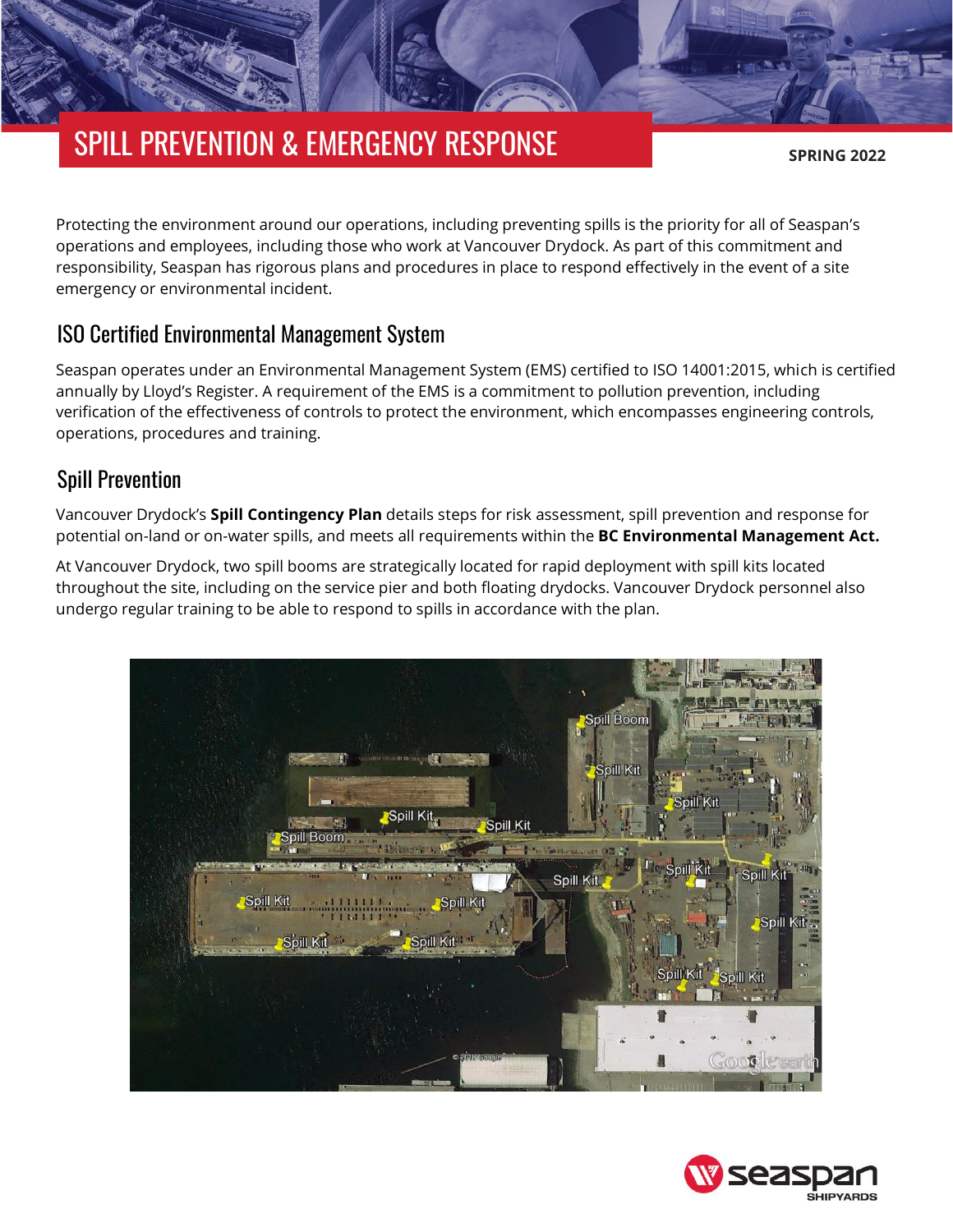# SPILL PREVENTION & EMERGENCY RESPONSE

**SPRING 2022**

Protecting the environment around our operations, including preventing spills is the priority for all of Seaspan's operations and employees, including those who work at Vancouver Drydock. As part of this commitment and responsibility, Seaspan has rigorous plans and procedures in place to respond effectively in the event of a site emergency or environmental incident.

## ISO Certified Environmental Management System

Seaspan operates under an Environmental Management System (EMS) certified to ISO 14001:2015, which is certified annually by Lloyd's Register. A requirement of the EMS is a commitment to pollution prevention, including verification of the effectiveness of controls to protect the environment, which encompasses engineering controls, operations, procedures and training.

## Spill Prevention

Vancouver Drydock's **Spill Contingency Plan** details steps for risk assessment, spill prevention and response for potential on-land or on-water spills, and meets all requirements within the **BC Environmental Management Act.**

At Vancouver Drydock, two spill booms are strategically located for rapid deployment with spill kits located throughout the site, including on the service pier and both floating drydocks. Vancouver Drydock personnel also undergo regular training to be able to respond to spills in accordance with the plan.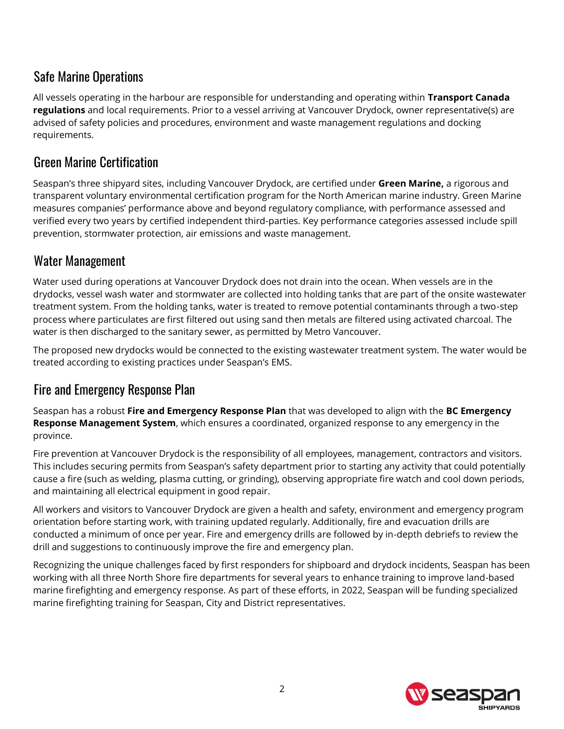## Safe Marine Operations

All vessels operating in the harbour are responsible for understanding and operating within **Transport Canada regulations** and local requirements. Prior to a vessel arriving at Vancouver Drydock, owner representative(s) are advised of safety policies and procedures, environment and waste management regulations and docking requirements.

## Green Marine Certification

Seaspan's three shipyard sites, including Vancouver Drydock, are certified under **Green Marine,** a rigorous and transparent voluntary environmental certification program for the North American marine industry. Green Marine measures companies' performance above and beyond regulatory compliance, with performance assessed and verified every two years by certified independent third-parties. Key performance categories assessed include spill prevention, stormwater protection, air emissions and waste management.

## Water Management

Water used during operations at Vancouver Drydock does not drain into the ocean. When vessels are in the drydocks, vessel wash water and stormwater are collected into holding tanks that are part of the onsite wastewater treatment system. From the holding tanks, water is treated to remove potential contaminants through a two-step process where particulates are first filtered out using sand then metals are filtered using activated charcoal. The water is then discharged to the sanitary sewer, as permitted by Metro Vancouver.

The proposed new drydocks would be connected to the existing wastewater treatment system. The water would be treated according to existing practices under Seaspan's EMS.

## Fire and Emergency Response Plan

Seaspan has a robust **Fire and Emergency Response Plan** that was developed to align with the **BC Emergency Response Management System**, which ensures a coordinated, organized response to any emergency in the province.

Fire prevention at Vancouver Drydock is the responsibility of all employees, management, contractors and visitors. This includes securing permits from Seaspan's safety department prior to starting any activity that could potentially cause a fire (such as welding, plasma cutting, or grinding), observing appropriate fire watch and cool down periods, and maintaining all electrical equipment in good repair.

All workers and visitors to Vancouver Drydock are given a health and safety, environment and emergency program orientation before starting work, with training updated regularly. Additionally, fire and evacuation drills are conducted a minimum of once per year. Fire and emergency drills are followed by in-depth debriefs to review the drill and suggestions to continuously improve the fire and emergency plan.

Recognizing the unique challenges faced by first responders for shipboard and drydock incidents, Seaspan has been working with all three North Shore fire departments for several years to enhance training to improve land-based marine firefighting and emergency response. As part of these efforts, in 2022, Seaspan will be funding specialized marine firefighting training for Seaspan, City and District representatives.